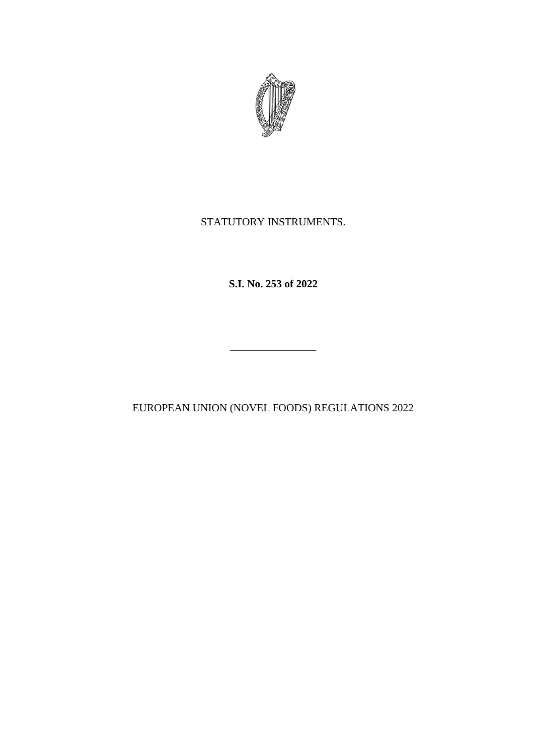STATUTORY INSTRUMENTS.

**S.I. No. 253 of 2022**

————————

EUROPEAN UNION (NOVEL FOODS) REGULATIONS 2022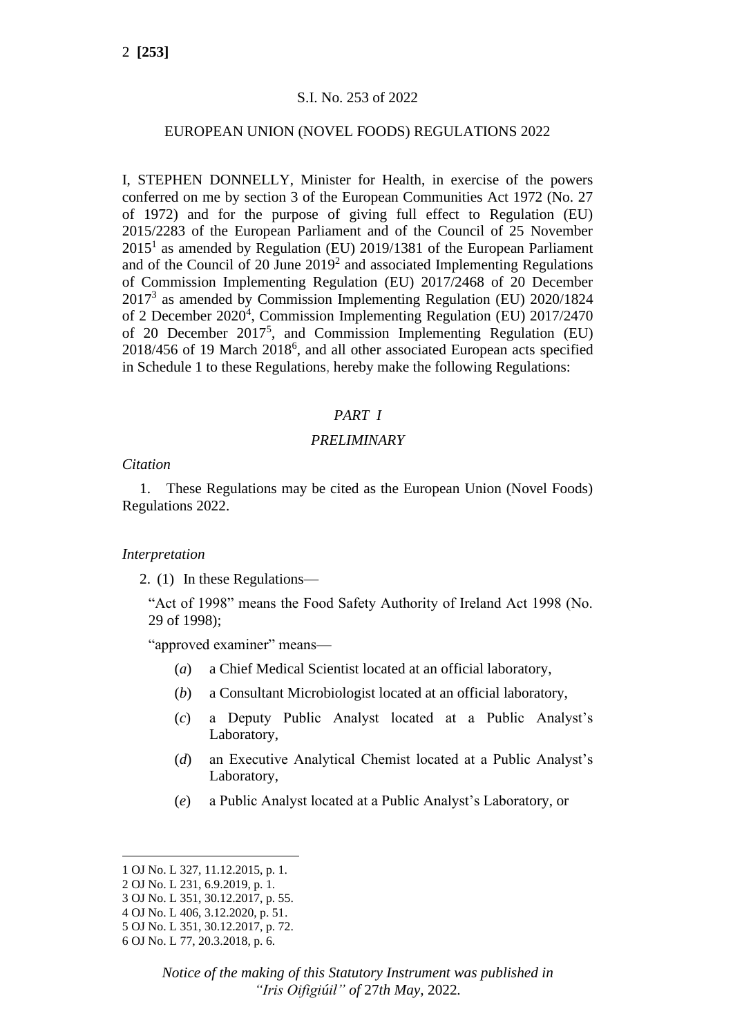S.I. No. 253 of 2022

EUROPEAN UNION (NOVEL FOODS) REGULATIONS 2022

I, STEPHEN DONNELLY, Minister for Health, in exercise of the powers conferred on me by section 3 of the European Communities Act 1972 (No. 27 of 1972) and for the purpose of giving full effect to Regulation (EU) 2015/2283 of the European Parliament and of the Council of 25 November 2015[1] as amended by Regulation (EU) 2019/1381 of the European Parliament and of the Council of 20 June 2019[2] and associated Implementing Regulations of Commission Implementing Regulation (EU) 2017/2468 of 20 December 2017[3] as amended by Commission Implementing Regulation (EU) 2020/1824 of 2 December 2020[4], Commission Implementing Regulation (EU) 2017/2470 of 20 December 2017[5], and Commission Implementing Regulation (EU) 2018/456 of 19 March 2018[6], and all other associated European acts specified in Schedule 1 to these Regulations, hereby make the following Regulations:

*PART I*

*PRELIMINARY*

*Citation*

1. These Regulations may be cited as the European Union (Novel Foods) Regulations 2022.

*Interpretation*

2. (1) In these Regulations—

"Act of 1998" means the Food Safety Authority of Ireland Act 1998 (No. 29 of 1998);

"approved examiner" means—

(*a*) a Chief Medical Scientist located at an official laboratory,

(*b*) a Consultant Microbiologist located at an official laboratory,

(*c*) a Deputy Public Analyst located at a Public Analyst's Laboratory,

(*d*) an Executive Analytical Chemist located at a Public Analyst's Laboratory,

(*e*) a Public Analyst located at a Public Analyst's Laboratory, or

1 OJ No. L 327, 11.12.2015, p. 1.
2 OJ No. L 231, 6.9.2019, p. 1.
3 OJ No. L 351, 30.12.2017, p. 55.
4 OJ No. L 406, 3.12.2020, p. 51.
5 OJ No. L 351, 30.12.2017, p. 72.
6 OJ No. L 77, 20.3.2018, p. 6.

*Notice of the making of this Statutory Instrument was published in "Iris Oifigiúil" of 27th May, 2022.*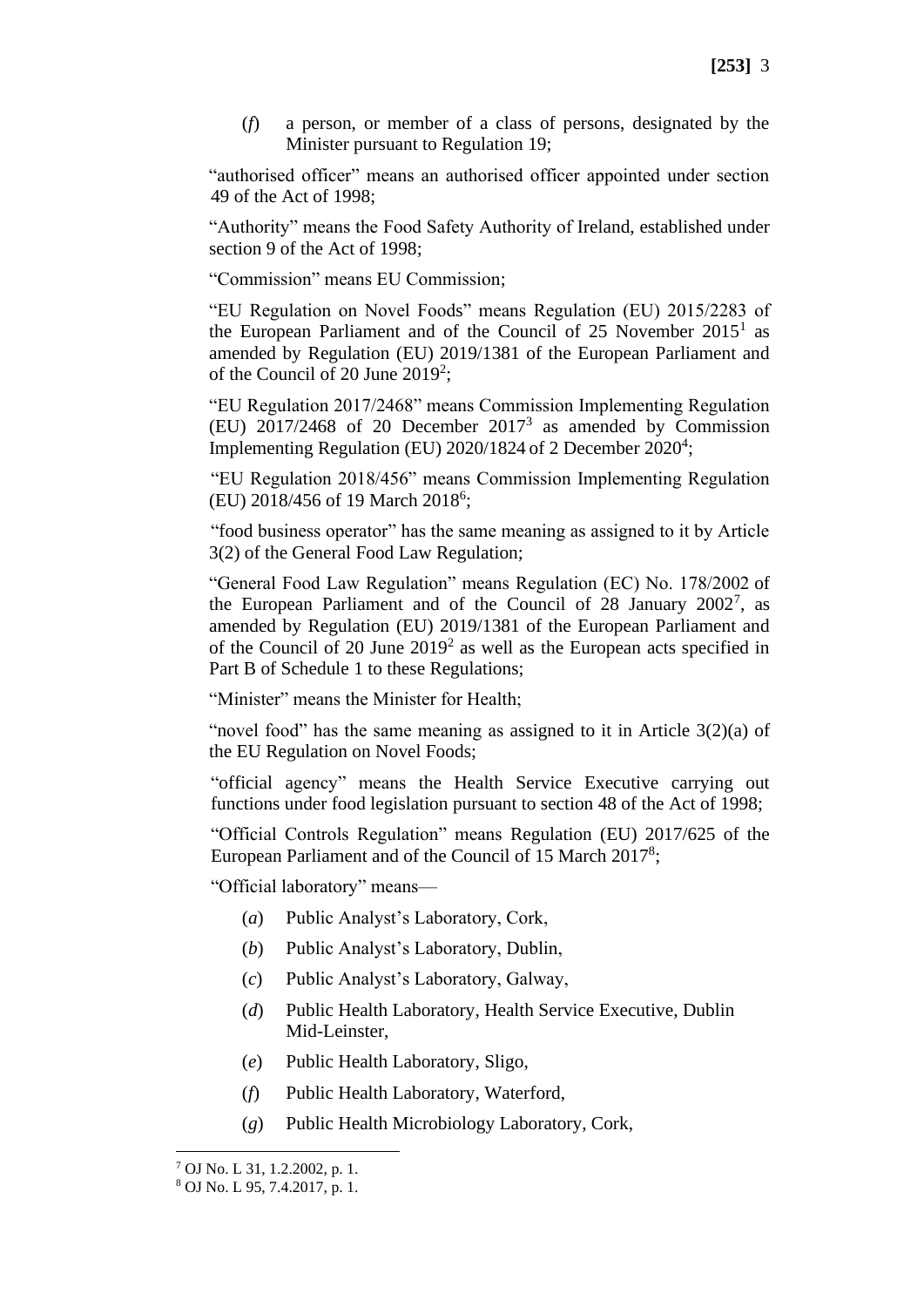(*f*) a person, or member of a class of persons, designated by the Minister pursuant to Regulation 19;

"authorised officer" means an authorised officer appointed under section 49 of the Act of 1998;

"Authority" means the Food Safety Authority of Ireland, established under section 9 of the Act of 1998;

"Commission" means EU Commission;

"EU Regulation on Novel Foods" means Regulation (EU) 2015/2283 of the European Parliament and of the Council of 25 November 2015[1] as amended by Regulation (EU) 2019/1381 of the European Parliament and of the Council of 20 June 2019[2];

"EU Regulation 2017/2468" means Commission Implementing Regulation (EU) 2017/2468 of 20 December 2017[3] as amended by Commission Implementing Regulation (EU) 2020/1824 of 2 December 2020[4];

"EU Regulation 2018/456" means Commission Implementing Regulation (EU) 2018/456 of 19 March 2018[6];

"food business operator" has the same meaning as assigned to it by Article 3(2) of the General Food Law Regulation;

"General Food Law Regulation" means Regulation (EC) No. 178/2002 of the European Parliament and of the Council of 28 January 2002[7], as amended by Regulation (EU) 2019/1381 of the European Parliament and of the Council of 20 June 2019[2] as well as the European acts specified in Part B of Schedule 1 to these Regulations;

"Minister" means the Minister for Health;

"novel food" has the same meaning as assigned to it in Article 3(2)(a) of the EU Regulation on Novel Foods;

"official agency" means the Health Service Executive carrying out functions under food legislation pursuant to section 48 of the Act of 1998;

"Official Controls Regulation" means Regulation (EU) 2017/625 of the European Parliament and of the Council of 15 March 2017[8];

"Official laboratory" means—

(*a*) Public Analyst's Laboratory, Cork,

(*b*) Public Analyst's Laboratory, Dublin,

(*c*) Public Analyst's Laboratory, Galway,

(*d*) Public Health Laboratory, Health Service Executive, Dublin Mid-Leinster,

(*e*) Public Health Laboratory, Sligo,

(*f*) Public Health Laboratory, Waterford,

(*g*) Public Health Microbiology Laboratory, Cork,

---

[7] OJ No. L 31, 1.2.2002, p. 1.

[8] OJ No. L 95, 7.4.2017, p. 1.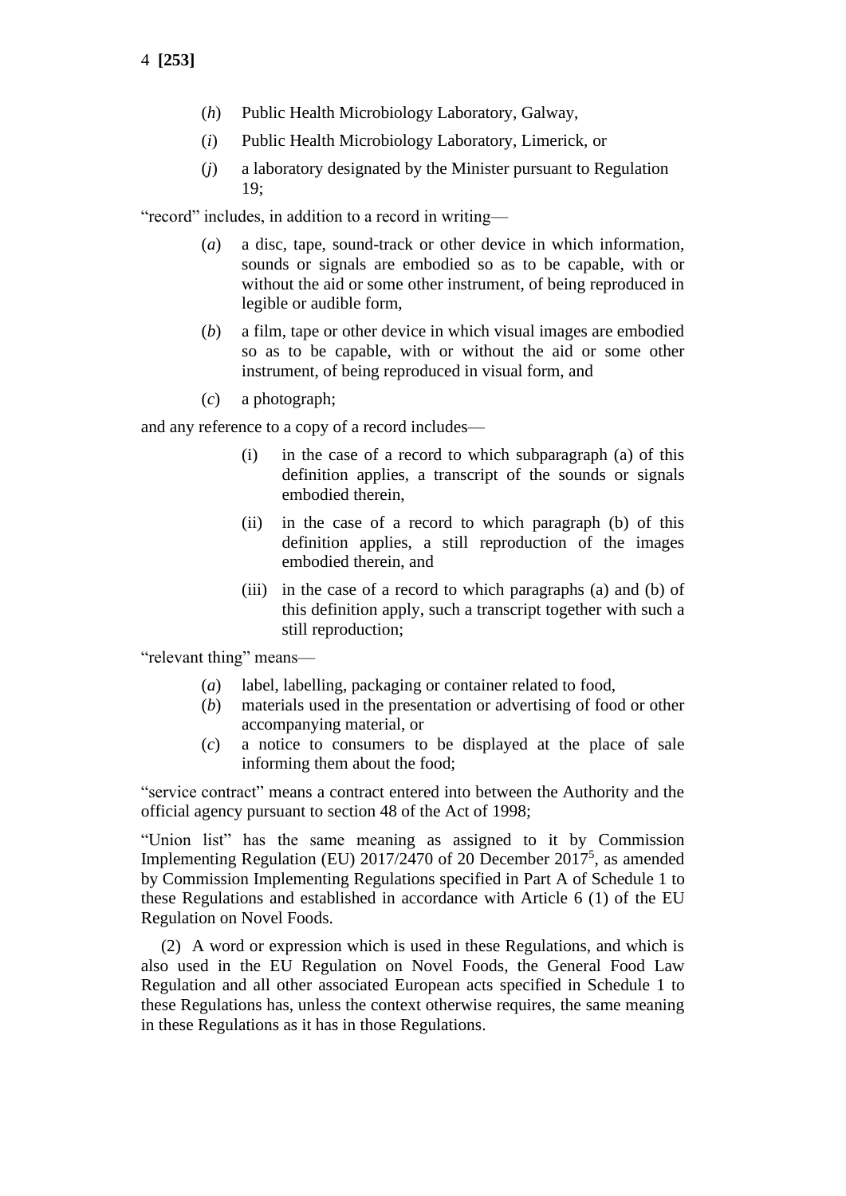(*h*) Public Health Microbiology Laboratory, Galway,

(*i*) Public Health Microbiology Laboratory, Limerick, or

(*j*) a laboratory designated by the Minister pursuant to Regulation 19;

"record" includes, in addition to a record in writing—

(*a*) a disc, tape, sound-track or other device in which information, sounds or signals are embodied so as to be capable, with or without the aid or some other instrument, of being reproduced in legible or audible form,

(*b*) a film, tape or other device in which visual images are embodied so as to be capable, with or without the aid or some other instrument, of being reproduced in visual form, and

(*c*) a photograph;

and any reference to a copy of a record includes—

(i) in the case of a record to which subparagraph (a) of this definition applies, a transcript of the sounds or signals embodied therein,

(ii) in the case of a record to which paragraph (b) of this definition applies, a still reproduction of the images embodied therein, and

(iii) in the case of a record to which paragraphs (a) and (b) of this definition apply, such a transcript together with such a still reproduction;

"relevant thing" means—

(*a*) label, labelling, packaging or container related to food,

(*b*) materials used in the presentation or advertising of food or other accompanying material, or

(*c*) a notice to consumers to be displayed at the place of sale informing them about the food;

"service contract" means a contract entered into between the Authority and the official agency pursuant to section 48 of the Act of 1998;

"Union list" has the same meaning as assigned to it by Commission Implementing Regulation (EU) 2017/2470 of 20 December 2017[5], as amended by Commission Implementing Regulations specified in Part A of Schedule 1 to these Regulations and established in accordance with Article 6 (1) of the EU Regulation on Novel Foods.

(2) A word or expression which is used in these Regulations, and which is also used in the EU Regulation on Novel Foods, the General Food Law Regulation and all other associated European acts specified in Schedule 1 to these Regulations has, unless the context otherwise requires, the same meaning in these Regulations as it has in those Regulations.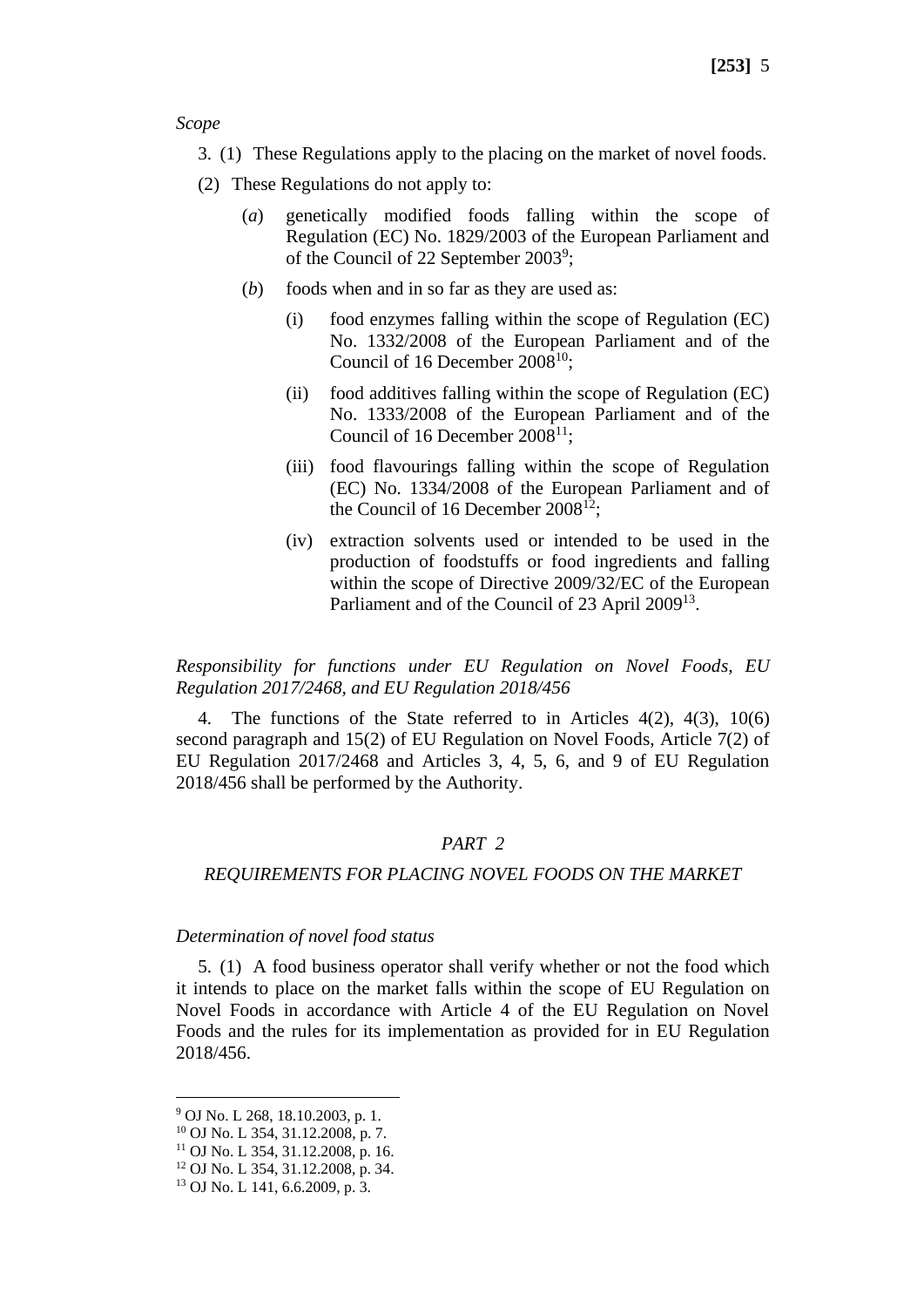*Scope*

3. (1) These Regulations apply to the placing on the market of novel foods.

(2) These Regulations do not apply to:

(*a*) genetically modified foods falling within the scope of Regulation (EC) No. 1829/2003 of the European Parliament and of the Council of 22 September 2003[9];

(*b*) foods when and in so far as they are used as:

(i) food enzymes falling within the scope of Regulation (EC) No. 1332/2008 of the European Parliament and of the Council of 16 December 2008[10];

(ii) food additives falling within the scope of Regulation (EC) No. 1333/2008 of the European Parliament and of the Council of 16 December 2008[11];

(iii) food flavourings falling within the scope of Regulation (EC) No. 1334/2008 of the European Parliament and of the Council of 16 December 2008[12];

(iv) extraction solvents used or intended to be used in the production of foodstuffs or food ingredients and falling within the scope of Directive 2009/32/EC of the European Parliament and of the Council of 23 April 2009[13].

*Responsibility for functions under EU Regulation on Novel Foods, EU Regulation 2017/2468, and EU Regulation 2018/456*

4. The functions of the State referred to in Articles 4(2), 4(3), 10(6) second paragraph and 15(2) of EU Regulation on Novel Foods, Article 7(2) of EU Regulation 2017/2468 and Articles 3, 4, 5, 6, and 9 of EU Regulation 2018/456 shall be performed by the Authority.

## *PART 2*

## *REQUIREMENTS FOR PLACING NOVEL FOODS ON THE MARKET*

*Determination of novel food status*

5. (1) A food business operator shall verify whether or not the food which it intends to place on the market falls within the scope of EU Regulation on Novel Foods in accordance with Article 4 of the EU Regulation on Novel Foods and the rules for its implementation as provided for in EU Regulation 2018/456.

---

[9] OJ No. L 268, 18.10.2003, p. 1.
[10] OJ No. L 354, 31.12.2008, p. 7.
[11] OJ No. L 354, 31.12.2008, p. 16.
[12] OJ No. L 354, 31.12.2008, p. 34.
[13] OJ No. L 141, 6.6.2009, p. 3.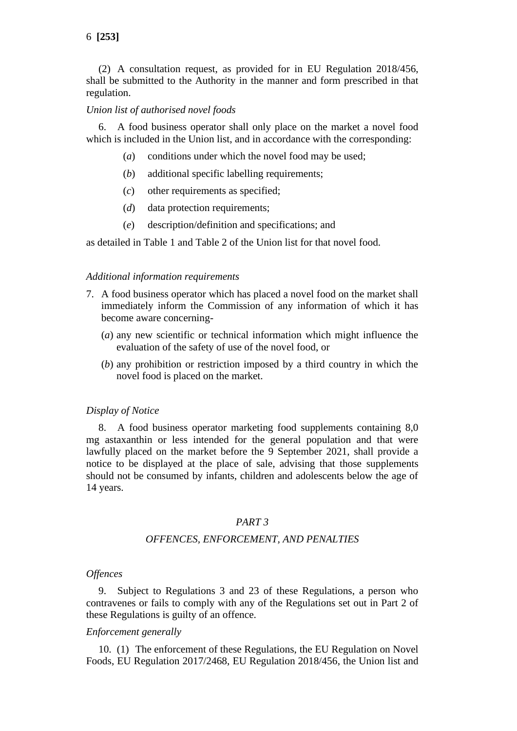(2) A consultation request, as provided for in EU Regulation 2018/456, shall be submitted to the Authority in the manner and form prescribed in that regulation.

*Union list of authorised novel foods*

6. A food business operator shall only place on the market a novel food which is included in the Union list, and in accordance with the corresponding:

(*a*) conditions under which the novel food may be used;

(*b*) additional specific labelling requirements;

(*c*) other requirements as specified;

(*d*) data protection requirements;

(*e*) description/definition and specifications; and

as detailed in Table 1 and Table 2 of the Union list for that novel food.

*Additional information requirements*

7. A food business operator which has placed a novel food on the market shall immediately inform the Commission of any information of which it has become aware concerning-

(*a*) any new scientific or technical information which might influence the evaluation of the safety of use of the novel food, or

(*b*) any prohibition or restriction imposed by a third country in which the novel food is placed on the market.

*Display of Notice*

8. A food business operator marketing food supplements containing 8,0 mg astaxanthin or less intended for the general population and that were lawfully placed on the market before the 9 September 2021, shall provide a notice to be displayed at the place of sale, advising that those supplements should not be consumed by infants, children and adolescents below the age of 14 years.

## *PART 3*

## *OFFENCES, ENFORCEMENT, AND PENALTIES*

*Offences*

9. Subject to Regulations 3 and 23 of these Regulations, a person who contravenes or fails to comply with any of the Regulations set out in Part 2 of these Regulations is guilty of an offence.

*Enforcement generally*

10. (1) The enforcement of these Regulations, the EU Regulation on Novel Foods, EU Regulation 2017/2468, EU Regulation 2018/456, the Union list and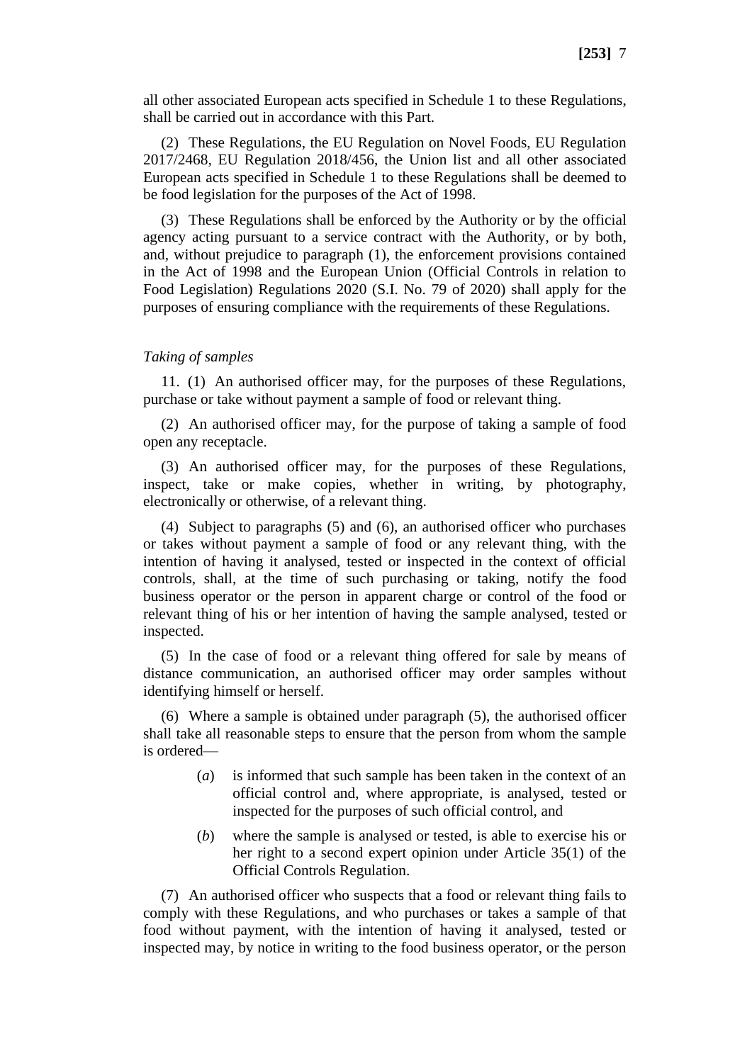all other associated European acts specified in Schedule 1 to these Regulations, shall be carried out in accordance with this Part.

(2) These Regulations, the EU Regulation on Novel Foods, EU Regulation 2017/2468, EU Regulation 2018/456, the Union list and all other associated European acts specified in Schedule 1 to these Regulations shall be deemed to be food legislation for the purposes of the Act of 1998.

(3) These Regulations shall be enforced by the Authority or by the official agency acting pursuant to a service contract with the Authority, or by both, and, without prejudice to paragraph (1), the enforcement provisions contained in the Act of 1998 and the European Union (Official Controls in relation to Food Legislation) Regulations 2020 (S.I. No. 79 of 2020) shall apply for the purposes of ensuring compliance with the requirements of these Regulations.

*Taking of samples*

11. (1) An authorised officer may, for the purposes of these Regulations, purchase or take without payment a sample of food or relevant thing.

(2) An authorised officer may, for the purpose of taking a sample of food open any receptacle.

(3) An authorised officer may, for the purposes of these Regulations, inspect, take or make copies, whether in writing, by photography, electronically or otherwise, of a relevant thing.

(4) Subject to paragraphs (5) and (6), an authorised officer who purchases or takes without payment a sample of food or any relevant thing, with the intention of having it analysed, tested or inspected in the context of official controls, shall, at the time of such purchasing or taking, notify the food business operator or the person in apparent charge or control of the food or relevant thing of his or her intention of having the sample analysed, tested or inspected.

(5) In the case of food or a relevant thing offered for sale by means of distance communication, an authorised officer may order samples without identifying himself or herself.

(6) Where a sample is obtained under paragraph (5), the authorised officer shall take all reasonable steps to ensure that the person from whom the sample is ordered—

(*a*) is informed that such sample has been taken in the context of an official control and, where appropriate, is analysed, tested or inspected for the purposes of such official control, and

(*b*) where the sample is analysed or tested, is able to exercise his or her right to a second expert opinion under Article 35(1) of the Official Controls Regulation.

(7) An authorised officer who suspects that a food or relevant thing fails to comply with these Regulations, and who purchases or takes a sample of that food without payment, with the intention of having it analysed, tested or inspected may, by notice in writing to the food business operator, or the person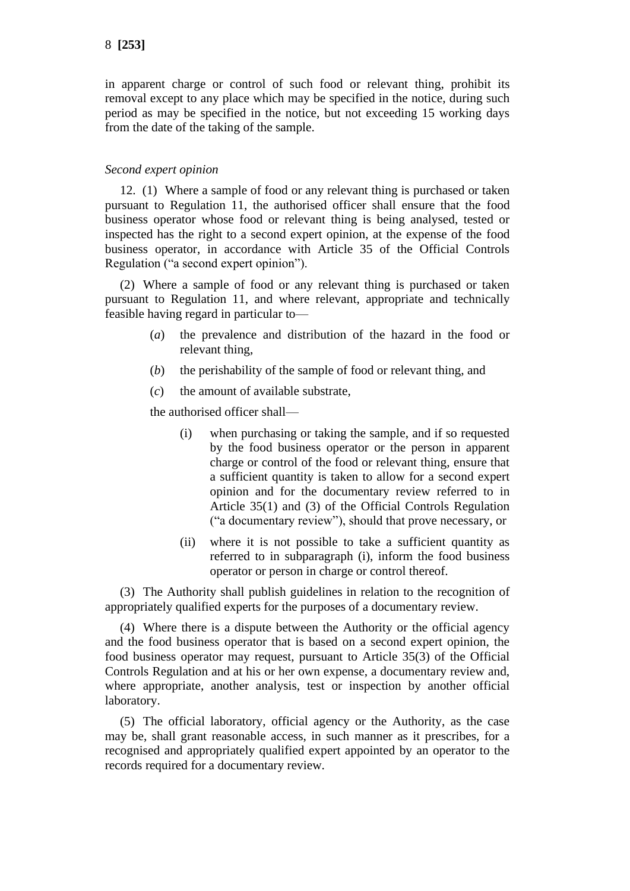in apparent charge or control of such food or relevant thing, prohibit its removal except to any place which may be specified in the notice, during such period as may be specified in the notice, but not exceeding 15 working days from the date of the taking of the sample.

*Second expert opinion*

12. (1) Where a sample of food or any relevant thing is purchased or taken pursuant to Regulation 11, the authorised officer shall ensure that the food business operator whose food or relevant thing is being analysed, tested or inspected has the right to a second expert opinion, at the expense of the food business operator, in accordance with Article 35 of the Official Controls Regulation ("a second expert opinion").

(2) Where a sample of food or any relevant thing is purchased or taken pursuant to Regulation 11, and where relevant, appropriate and technically feasible having regard in particular to—

- (*a*) the prevalence and distribution of the hazard in the food or relevant thing,
- (*b*) the perishability of the sample of food or relevant thing, and
- (*c*) the amount of available substrate,

the authorised officer shall—

- (i) when purchasing or taking the sample, and if so requested by the food business operator or the person in apparent charge or control of the food or relevant thing, ensure that a sufficient quantity is taken to allow for a second expert opinion and for the documentary review referred to in Article 35(1) and (3) of the Official Controls Regulation ("a documentary review"), should that prove necessary, or
- (ii) where it is not possible to take a sufficient quantity as referred to in subparagraph (i), inform the food business operator or person in charge or control thereof.

(3) The Authority shall publish guidelines in relation to the recognition of appropriately qualified experts for the purposes of a documentary review.

(4) Where there is a dispute between the Authority or the official agency and the food business operator that is based on a second expert opinion, the food business operator may request, pursuant to Article 35(3) of the Official Controls Regulation and at his or her own expense, a documentary review and, where appropriate, another analysis, test or inspection by another official laboratory.

(5) The official laboratory, official agency or the Authority, as the case may be, shall grant reasonable access, in such manner as it prescribes, for a recognised and appropriately qualified expert appointed by an operator to the records required for a documentary review.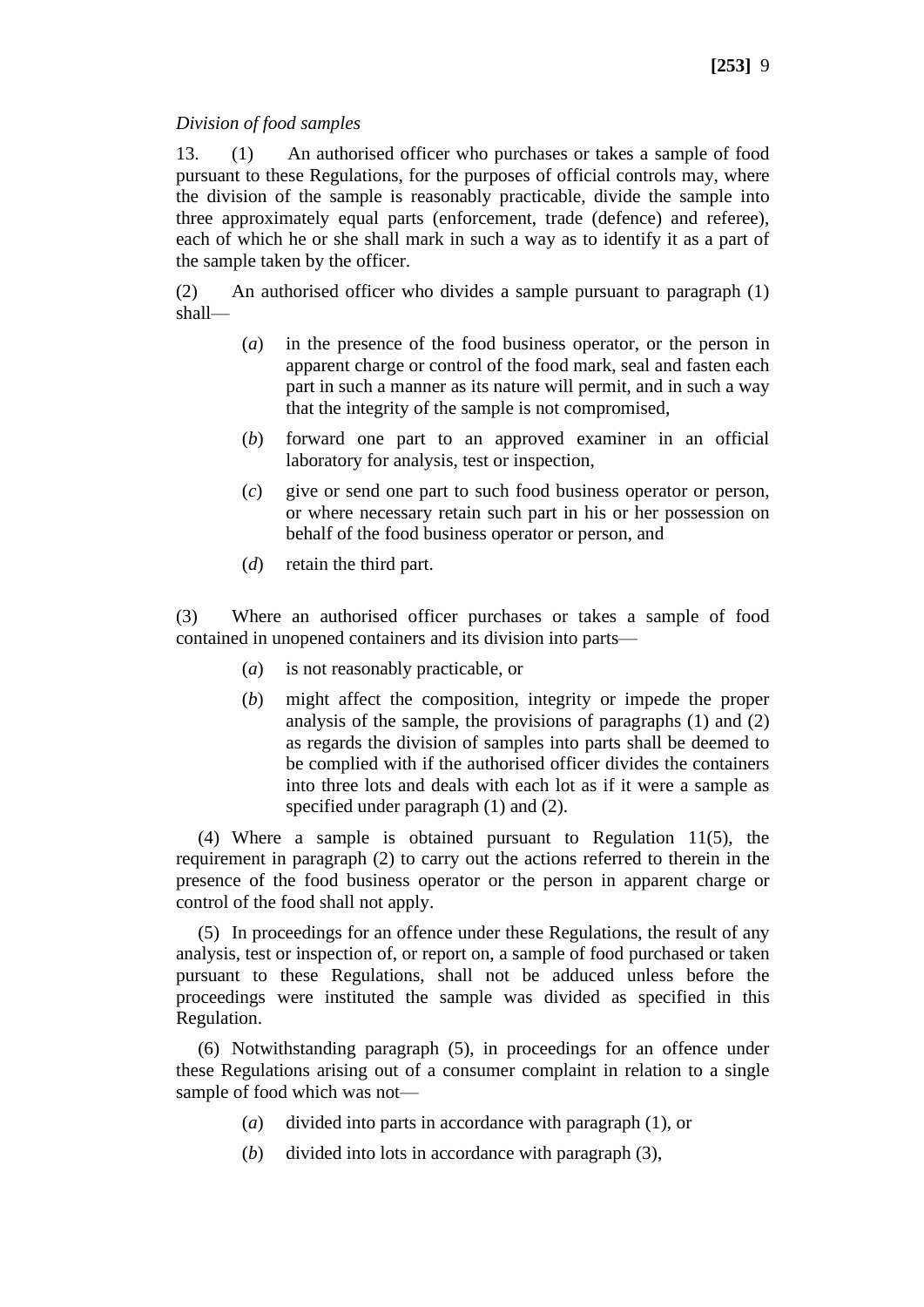*Division of food samples*

13. (1) An authorised officer who purchases or takes a sample of food pursuant to these Regulations, for the purposes of official controls may, where the division of the sample is reasonably practicable, divide the sample into three approximately equal parts (enforcement, trade (defence) and referee), each of which he or she shall mark in such a way as to identify it as a part of the sample taken by the officer.

(2) An authorised officer who divides a sample pursuant to paragraph (1) shall—

(*a*) in the presence of the food business operator, or the person in apparent charge or control of the food mark, seal and fasten each part in such a manner as its nature will permit, and in such a way that the integrity of the sample is not compromised,

(*b*) forward one part to an approved examiner in an official laboratory for analysis, test or inspection,

(*c*) give or send one part to such food business operator or person, or where necessary retain such part in his or her possession on behalf of the food business operator or person, and

(*d*) retain the third part.

(3) Where an authorised officer purchases or takes a sample of food contained in unopened containers and its division into parts—

(*a*) is not reasonably practicable, or

(*b*) might affect the composition, integrity or impede the proper analysis of the sample, the provisions of paragraphs (1) and (2) as regards the division of samples into parts shall be deemed to be complied with if the authorised officer divides the containers into three lots and deals with each lot as if it were a sample as specified under paragraph (1) and (2).

(4) Where a sample is obtained pursuant to Regulation 11(5), the requirement in paragraph (2) to carry out the actions referred to therein in the presence of the food business operator or the person in apparent charge or control of the food shall not apply.

(5) In proceedings for an offence under these Regulations, the result of any analysis, test or inspection of, or report on, a sample of food purchased or taken pursuant to these Regulations, shall not be adduced unless before the proceedings were instituted the sample was divided as specified in this Regulation.

(6) Notwithstanding paragraph (5), in proceedings for an offence under these Regulations arising out of a consumer complaint in relation to a single sample of food which was not—

(*a*) divided into parts in accordance with paragraph (1), or

(*b*) divided into lots in accordance with paragraph (3),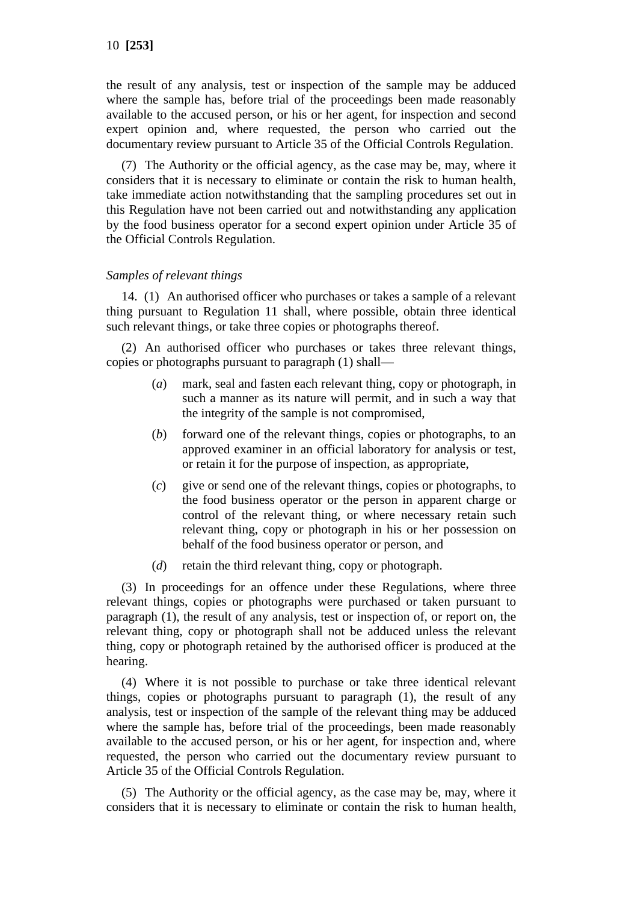the result of any analysis, test or inspection of the sample may be adduced where the sample has, before trial of the proceedings been made reasonably available to the accused person, or his or her agent, for inspection and second expert opinion and, where requested, the person who carried out the documentary review pursuant to Article 35 of the Official Controls Regulation.

(7) The Authority or the official agency, as the case may be, may, where it considers that it is necessary to eliminate or contain the risk to human health, take immediate action notwithstanding that the sampling procedures set out in this Regulation have not been carried out and notwithstanding any application by the food business operator for a second expert opinion under Article 35 of the Official Controls Regulation.

*Samples of relevant things*

14. (1) An authorised officer who purchases or takes a sample of a relevant thing pursuant to Regulation 11 shall, where possible, obtain three identical such relevant things, or take three copies or photographs thereof.

(2) An authorised officer who purchases or takes three relevant things, copies or photographs pursuant to paragraph (1) shall—

(*a*) mark, seal and fasten each relevant thing, copy or photograph, in such a manner as its nature will permit, and in such a way that the integrity of the sample is not compromised,

(*b*) forward one of the relevant things, copies or photographs, to an approved examiner in an official laboratory for analysis or test, or retain it for the purpose of inspection, as appropriate,

(*c*) give or send one of the relevant things, copies or photographs, to the food business operator or the person in apparent charge or control of the relevant thing, or where necessary retain such relevant thing, copy or photograph in his or her possession on behalf of the food business operator or person, and

(*d*) retain the third relevant thing, copy or photograph.

(3) In proceedings for an offence under these Regulations, where three relevant things, copies or photographs were purchased or taken pursuant to paragraph (1), the result of any analysis, test or inspection of, or report on, the relevant thing, copy or photograph shall not be adduced unless the relevant thing, copy or photograph retained by the authorised officer is produced at the hearing.

(4) Where it is not possible to purchase or take three identical relevant things, copies or photographs pursuant to paragraph (1), the result of any analysis, test or inspection of the sample of the relevant thing may be adduced where the sample has, before trial of the proceedings, been made reasonably available to the accused person, or his or her agent, for inspection and, where requested, the person who carried out the documentary review pursuant to Article 35 of the Official Controls Regulation.

(5) The Authority or the official agency, as the case may be, may, where it considers that it is necessary to eliminate or contain the risk to human health,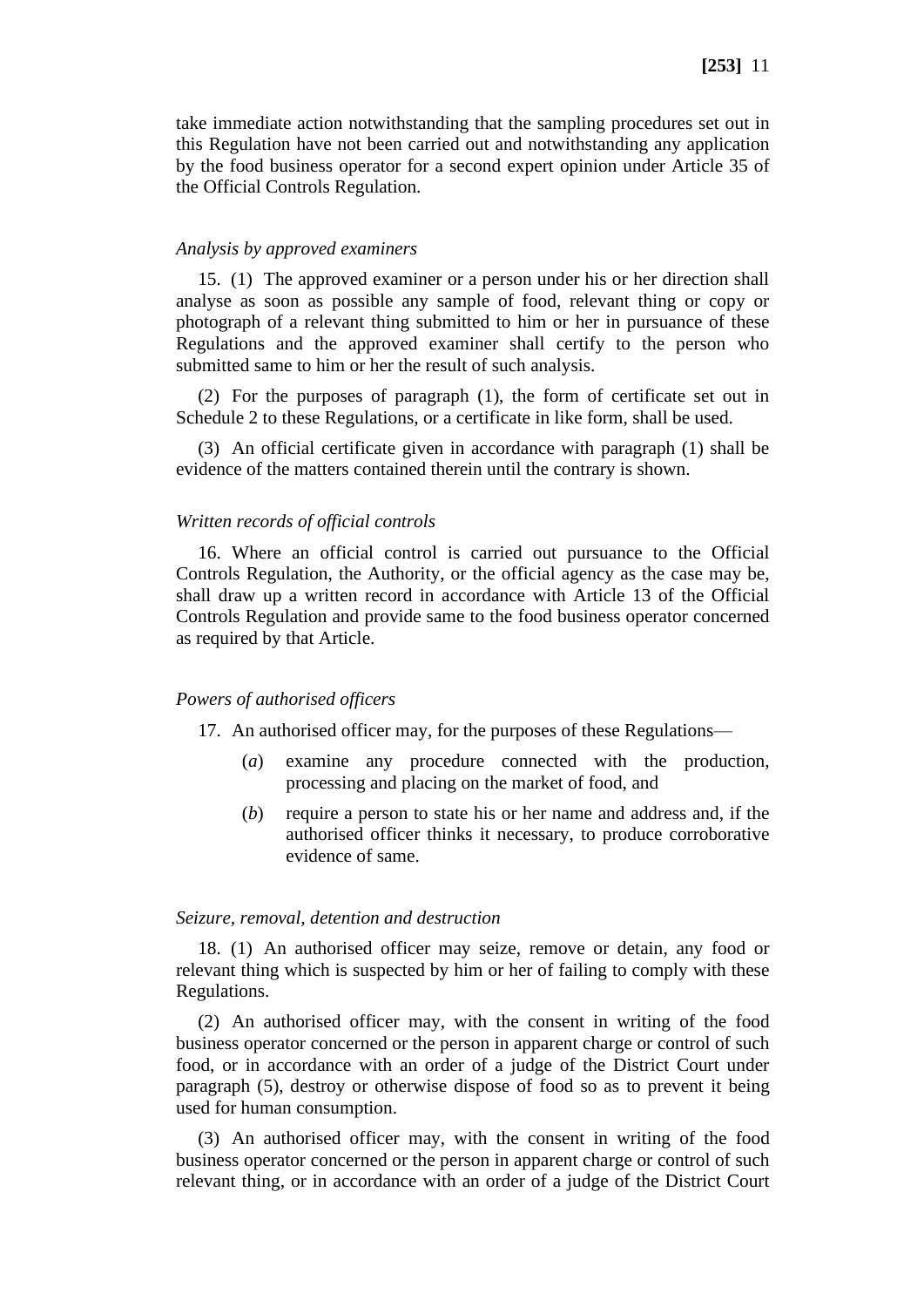take immediate action notwithstanding that the sampling procedures set out in this Regulation have not been carried out and notwithstanding any application by the food business operator for a second expert opinion under Article 35 of the Official Controls Regulation.

*Analysis by approved examiners*

15. (1) The approved examiner or a person under his or her direction shall analyse as soon as possible any sample of food, relevant thing or copy or photograph of a relevant thing submitted to him or her in pursuance of these Regulations and the approved examiner shall certify to the person who submitted same to him or her the result of such analysis.

(2) For the purposes of paragraph (1), the form of certificate set out in Schedule 2 to these Regulations, or a certificate in like form, shall be used.

(3) An official certificate given in accordance with paragraph (1) shall be evidence of the matters contained therein until the contrary is shown.

*Written records of official controls*

16. Where an official control is carried out pursuance to the Official Controls Regulation, the Authority, or the official agency as the case may be, shall draw up a written record in accordance with Article 13 of the Official Controls Regulation and provide same to the food business operator concerned as required by that Article.

*Powers of authorised officers*

17. An authorised officer may, for the purposes of these Regulations—

(*a*) examine any procedure connected with the production, processing and placing on the market of food, and

(*b*) require a person to state his or her name and address and, if the authorised officer thinks it necessary, to produce corroborative evidence of same.

*Seizure, removal, detention and destruction*

18. (1) An authorised officer may seize, remove or detain, any food or relevant thing which is suspected by him or her of failing to comply with these Regulations.

(2) An authorised officer may, with the consent in writing of the food business operator concerned or the person in apparent charge or control of such food, or in accordance with an order of a judge of the District Court under paragraph (5), destroy or otherwise dispose of food so as to prevent it being used for human consumption.

(3) An authorised officer may, with the consent in writing of the food business operator concerned or the person in apparent charge or control of such relevant thing, or in accordance with an order of a judge of the District Court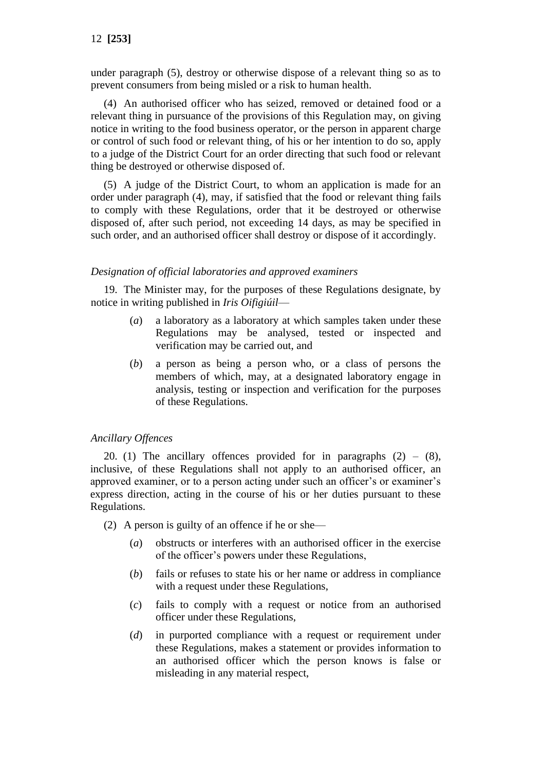under paragraph (5), destroy or otherwise dispose of a relevant thing so as to prevent consumers from being misled or a risk to human health.

(4) An authorised officer who has seized, removed or detained food or a relevant thing in pursuance of the provisions of this Regulation may, on giving notice in writing to the food business operator, or the person in apparent charge or control of such food or relevant thing, of his or her intention to do so, apply to a judge of the District Court for an order directing that such food or relevant thing be destroyed or otherwise disposed of.

(5) A judge of the District Court, to whom an application is made for an order under paragraph (4), may, if satisfied that the food or relevant thing fails to comply with these Regulations, order that it be destroyed or otherwise disposed of, after such period, not exceeding 14 days, as may be specified in such order, and an authorised officer shall destroy or dispose of it accordingly.

*Designation of official laboratories and approved examiners*

19. The Minister may, for the purposes of these Regulations designate, by notice in writing published in *Iris Oifigiúil*—

(*a*) a laboratory as a laboratory at which samples taken under these Regulations may be analysed, tested or inspected and verification may be carried out, and

(*b*) a person as being a person who, or a class of persons the members of which, may, at a designated laboratory engage in analysis, testing or inspection and verification for the purposes of these Regulations.

*Ancillary Offences*

20. (1) The ancillary offences provided for in paragraphs (2) – (8), inclusive, of these Regulations shall not apply to an authorised officer, an approved examiner, or to a person acting under such an officer's or examiner's express direction, acting in the course of his or her duties pursuant to these Regulations.

(2) A person is guilty of an offence if he or she—

(*a*) obstructs or interferes with an authorised officer in the exercise of the officer's powers under these Regulations,

(*b*) fails or refuses to state his or her name or address in compliance with a request under these Regulations,

(*c*) fails to comply with a request or notice from an authorised officer under these Regulations,

(*d*) in purported compliance with a request or requirement under these Regulations, makes a statement or provides information to an authorised officer which the person knows is false or misleading in any material respect,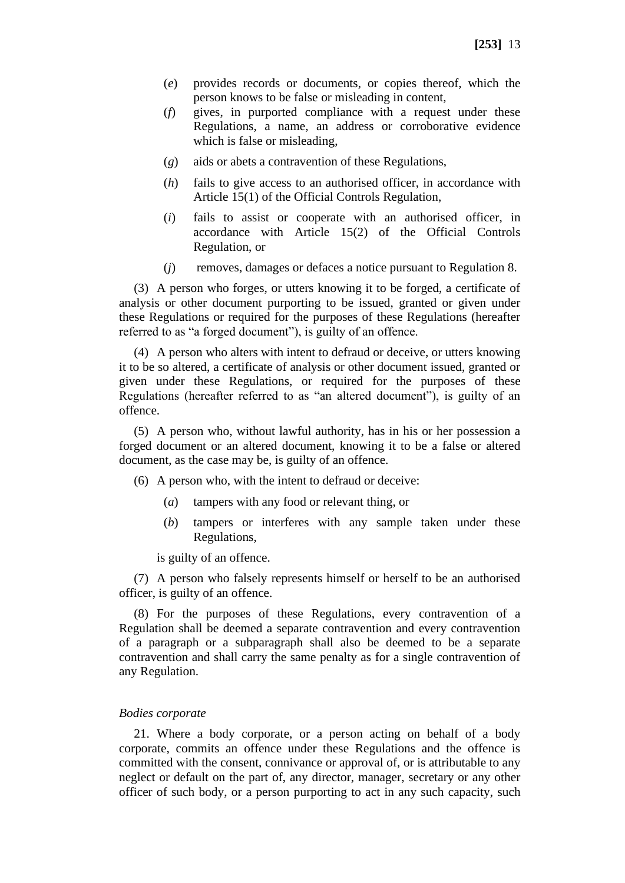(*e*) provides records or documents, or copies thereof, which the person knows to be false or misleading in content,

(*f*) gives, in purported compliance with a request under these Regulations, a name, an address or corroborative evidence which is false or misleading,

(*g*) aids or abets a contravention of these Regulations,

(*h*) fails to give access to an authorised officer, in accordance with Article 15(1) of the Official Controls Regulation,

(*i*) fails to assist or cooperate with an authorised officer, in accordance with Article 15(2) of the Official Controls Regulation, or

(*j*) removes, damages or defaces a notice pursuant to Regulation 8.

(3) A person who forges, or utters knowing it to be forged, a certificate of analysis or other document purporting to be issued, granted or given under these Regulations or required for the purposes of these Regulations (hereafter referred to as "a forged document"), is guilty of an offence.

(4) A person who alters with intent to defraud or deceive, or utters knowing it to be so altered, a certificate of analysis or other document issued, granted or given under these Regulations, or required for the purposes of these Regulations (hereafter referred to as "an altered document"), is guilty of an offence.

(5) A person who, without lawful authority, has in his or her possession a forged document or an altered document, knowing it to be a false or altered document, as the case may be, is guilty of an offence.

(6) A person who, with the intent to defraud or deceive:

(*a*) tampers with any food or relevant thing, or

(*b*) tampers or interferes with any sample taken under these Regulations,

is guilty of an offence.

(7) A person who falsely represents himself or herself to be an authorised officer, is guilty of an offence.

(8) For the purposes of these Regulations, every contravention of a Regulation shall be deemed a separate contravention and every contravention of a paragraph or a subparagraph shall also be deemed to be a separate contravention and shall carry the same penalty as for a single contravention of any Regulation.

*Bodies corporate*

21. Where a body corporate, or a person acting on behalf of a body corporate, commits an offence under these Regulations and the offence is committed with the consent, connivance or approval of, or is attributable to any neglect or default on the part of, any director, manager, secretary or any other officer of such body, or a person purporting to act in any such capacity, such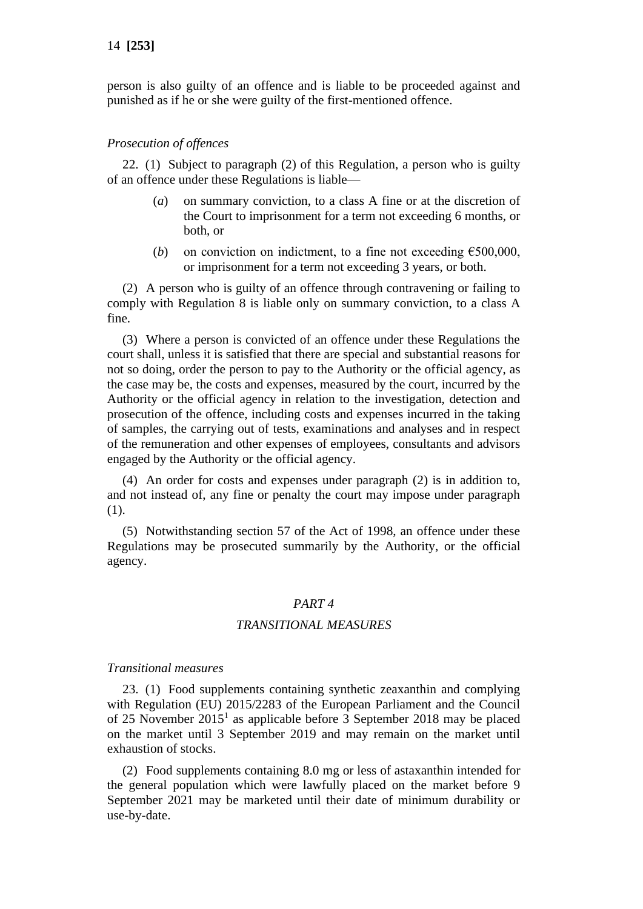person is also guilty of an offence and is liable to be proceeded against and punished as if he or she were guilty of the first-mentioned offence.

*Prosecution of offences*

22. (1) Subject to paragraph (2) of this Regulation, a person who is guilty of an offence under these Regulations is liable—

(*a*) on summary conviction, to a class A fine or at the discretion of the Court to imprisonment for a term not exceeding 6 months, or both, or

(*b*) on conviction on indictment, to a fine not exceeding €500,000, or imprisonment for a term not exceeding 3 years, or both.

(2) A person who is guilty of an offence through contravening or failing to comply with Regulation 8 is liable only on summary conviction, to a class A fine.

(3) Where a person is convicted of an offence under these Regulations the court shall, unless it is satisfied that there are special and substantial reasons for not so doing, order the person to pay to the Authority or the official agency, as the case may be, the costs and expenses, measured by the court, incurred by the Authority or the official agency in relation to the investigation, detection and prosecution of the offence, including costs and expenses incurred in the taking of samples, the carrying out of tests, examinations and analyses and in respect of the remuneration and other expenses of employees, consultants and advisors engaged by the Authority or the official agency.

(4) An order for costs and expenses under paragraph (2) is in addition to, and not instead of, any fine or penalty the court may impose under paragraph (1).

(5) Notwithstanding section 57 of the Act of 1998, an offence under these Regulations may be prosecuted summarily by the Authority, or the official agency.

## *PART 4*

## *TRANSITIONAL MEASURES*

*Transitional measures*

23. (1) Food supplements containing synthetic zeaxanthin and complying with Regulation (EU) 2015/2283 of the European Parliament and the Council of 25 November 2015[1] as applicable before 3 September 2018 may be placed on the market until 3 September 2019 and may remain on the market until exhaustion of stocks.

(2) Food supplements containing 8.0 mg or less of astaxanthin intended for the general population which were lawfully placed on the market before 9 September 2021 may be marketed until their date of minimum durability or use-by-date.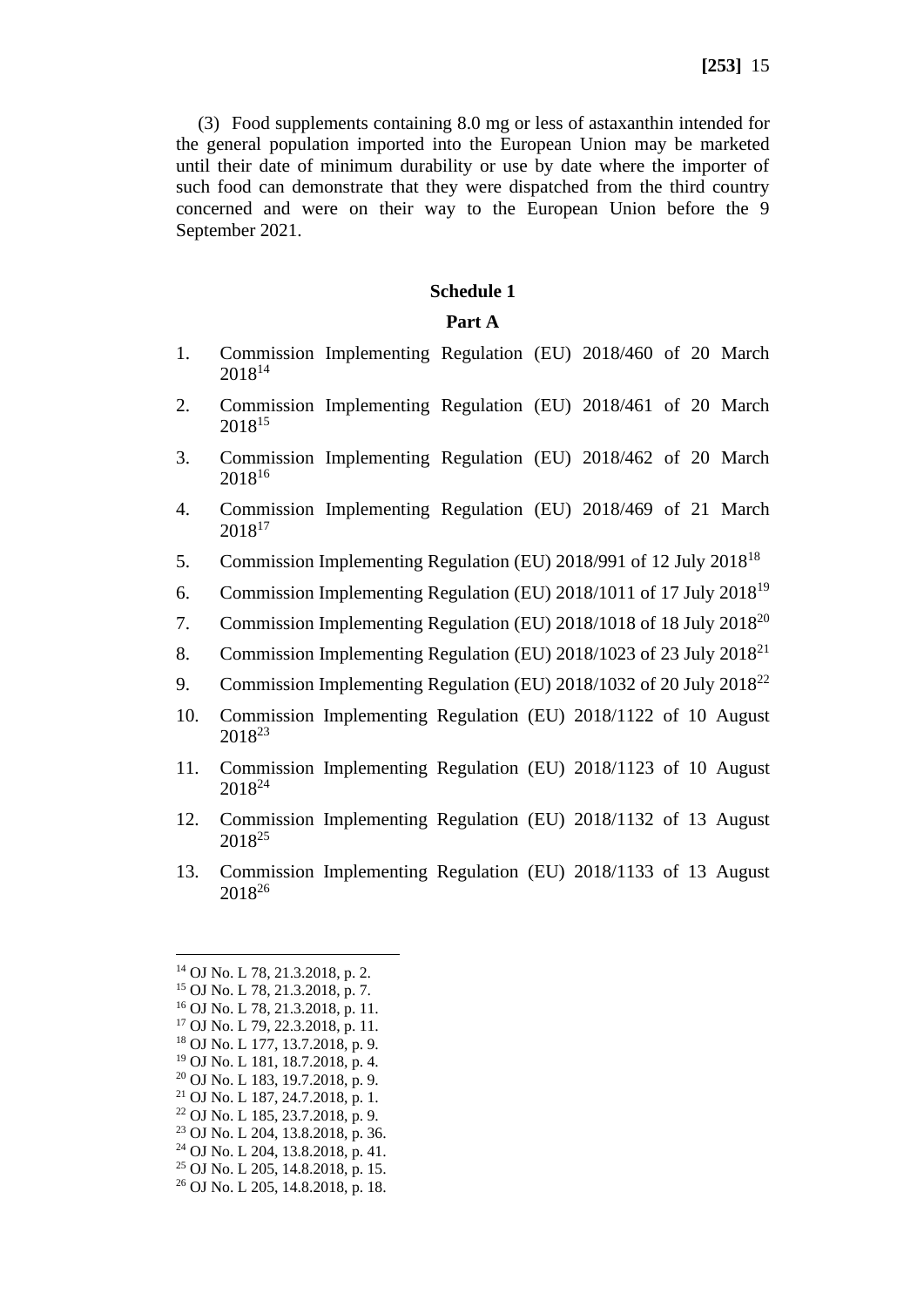(3) Food supplements containing 8.0 mg or less of astaxanthin intended for the general population imported into the European Union may be marketed until their date of minimum durability or use by date where the importer of such food can demonstrate that they were dispatched from the third country concerned and were on their way to the European Union before the 9 September 2021.

## Schedule 1

### Part A

1. Commission Implementing Regulation (EU) 2018/460 of 20 March 2018[14]
2. Commission Implementing Regulation (EU) 2018/461 of 20 March 2018[15]
3. Commission Implementing Regulation (EU) 2018/462 of 20 March 2018[16]
4. Commission Implementing Regulation (EU) 2018/469 of 21 March 2018[17]
5. Commission Implementing Regulation (EU) 2018/991 of 12 July 2018[18]
6. Commission Implementing Regulation (EU) 2018/1011 of 17 July 2018[19]
7. Commission Implementing Regulation (EU) 2018/1018 of 18 July 2018[20]
8. Commission Implementing Regulation (EU) 2018/1023 of 23 July 2018[21]
9. Commission Implementing Regulation (EU) 2018/1032 of 20 July 2018[22]
10. Commission Implementing Regulation (EU) 2018/1122 of 10 August 2018[23]
11. Commission Implementing Regulation (EU) 2018/1123 of 10 August 2018[24]
12. Commission Implementing Regulation (EU) 2018/1132 of 13 August 2018[25]
13. Commission Implementing Regulation (EU) 2018/1133 of 13 August 2018[26]

---

[14] OJ No. L 78, 21.3.2018, p. 2.
[15] OJ No. L 78, 21.3.2018, p. 7.
[16] OJ No. L 78, 21.3.2018, p. 11.
[17] OJ No. L 79, 22.3.2018, p. 11.
[18] OJ No. L 177, 13.7.2018, p. 9.
[19] OJ No. L 181, 18.7.2018, p. 4.
[20] OJ No. L 183, 19.7.2018, p. 9.
[21] OJ No. L 187, 24.7.2018, p. 1.
[22] OJ No. L 185, 23.7.2018, p. 9.
[23] OJ No. L 204, 13.8.2018, p. 36.
[24] OJ No. L 204, 13.8.2018, p. 41.
[25] OJ No. L 205, 14.8.2018, p. 15.
[26] OJ No. L 205, 14.8.2018, p. 18.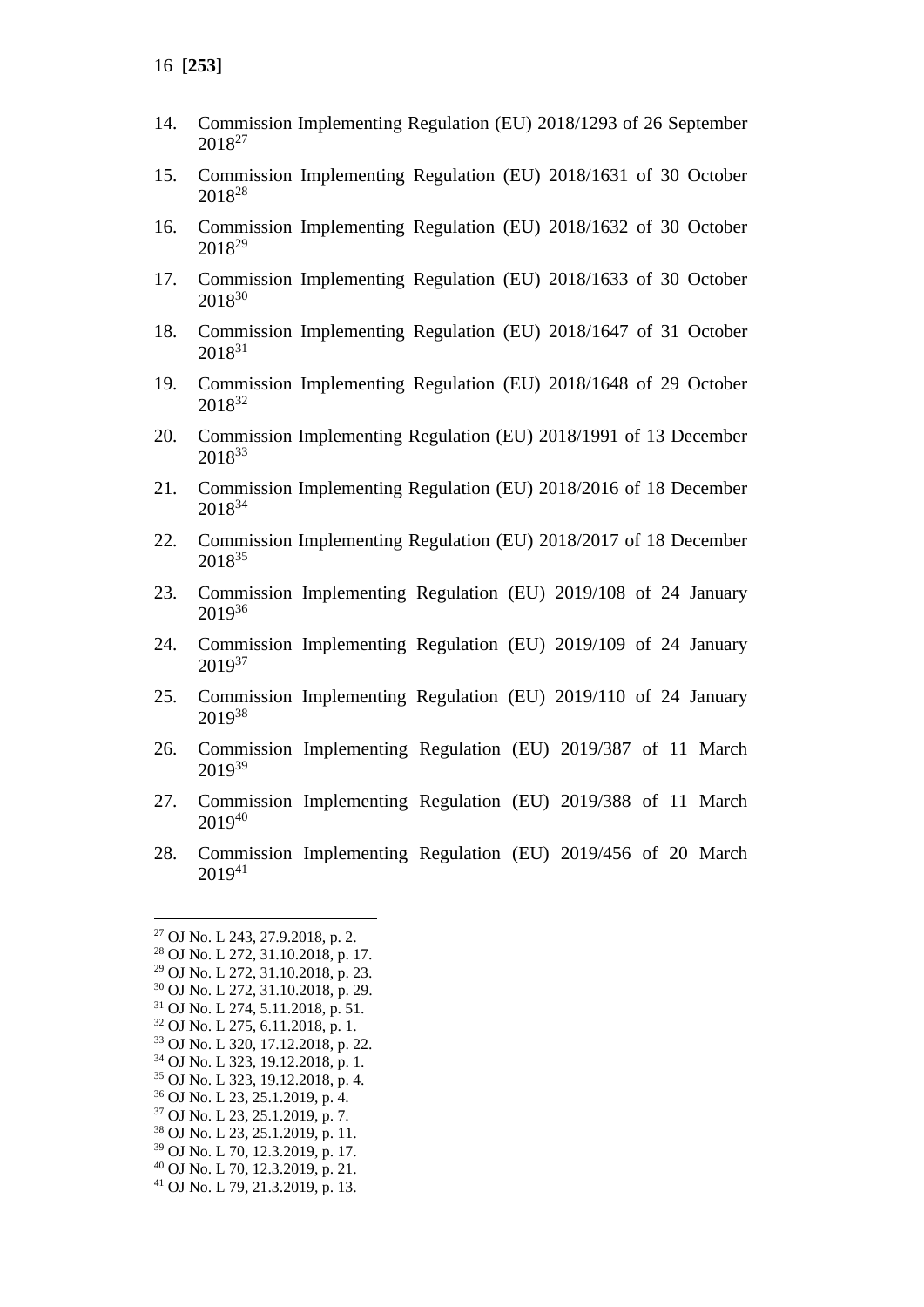14. Commission Implementing Regulation (EU) 2018/1293 of 26 September 2018[27]

15. Commission Implementing Regulation (EU) 2018/1631 of 30 October 2018[28]

16. Commission Implementing Regulation (EU) 2018/1632 of 30 October 2018[29]

17. Commission Implementing Regulation (EU) 2018/1633 of 30 October 2018[30]

18. Commission Implementing Regulation (EU) 2018/1647 of 31 October 2018[31]

19. Commission Implementing Regulation (EU) 2018/1648 of 29 October 2018[32]

20. Commission Implementing Regulation (EU) 2018/1991 of 13 December 2018[33]

21. Commission Implementing Regulation (EU) 2018/2016 of 18 December 2018[34]

22. Commission Implementing Regulation (EU) 2018/2017 of 18 December 2018[35]

23. Commission Implementing Regulation (EU) 2019/108 of 24 January 2019[36]

24. Commission Implementing Regulation (EU) 2019/109 of 24 January 2019[37]

25. Commission Implementing Regulation (EU) 2019/110 of 24 January 2019[38]

26. Commission Implementing Regulation (EU) 2019/387 of 11 March 2019[39]

27. Commission Implementing Regulation (EU) 2019/388 of 11 March 2019[40]

28. Commission Implementing Regulation (EU) 2019/456 of 20 March 2019[41]

---

[27] OJ No. L 243, 27.9.2018, p. 2.
[28] OJ No. L 272, 31.10.2018, p. 17.
[29] OJ No. L 272, 31.10.2018, p. 23.
[30] OJ No. L 272, 31.10.2018, p. 29.
[31] OJ No. L 274, 5.11.2018, p. 51.
[32] OJ No. L 275, 6.11.2018, p. 1.
[33] OJ No. L 320, 17.12.2018, p. 22.
[34] OJ No. L 323, 19.12.2018, p. 1.
[35] OJ No. L 323, 19.12.2018, p. 4.
[36] OJ No. L 23, 25.1.2019, p. 4.
[37] OJ No. L 23, 25.1.2019, p. 7.
[38] OJ No. L 23, 25.1.2019, p. 11.
[39] OJ No. L 70, 12.3.2019, p. 17.
[40] OJ No. L 70, 12.3.2019, p. 21.
[41] OJ No. L 79, 21.3.2019, p. 13.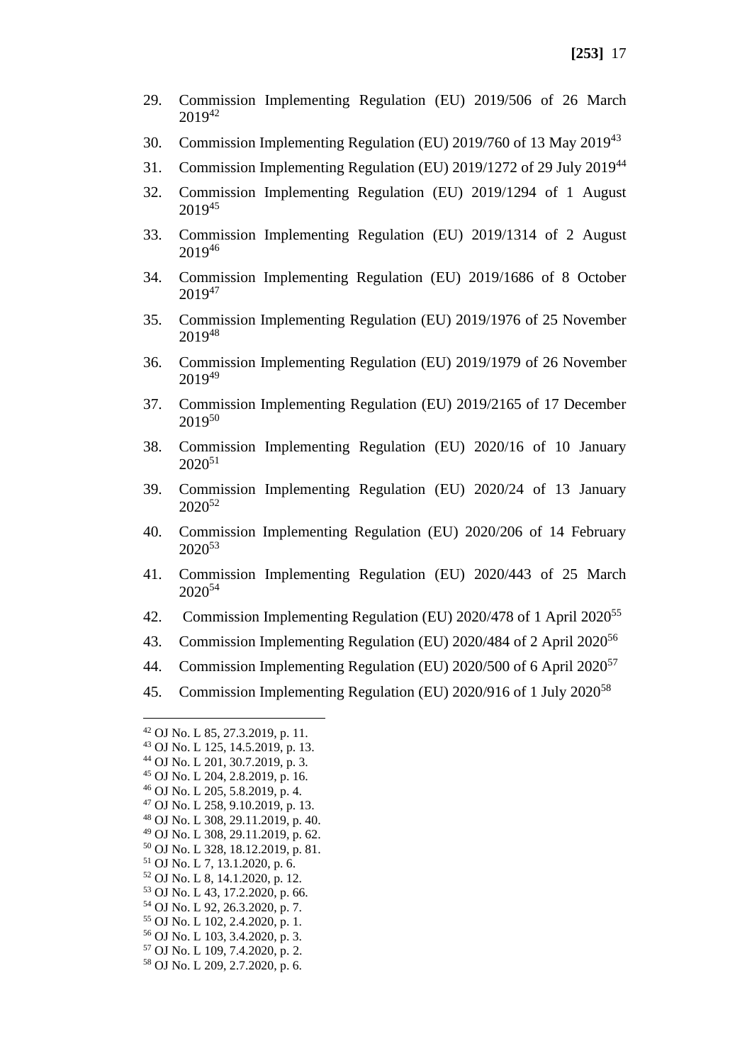29. Commission Implementing Regulation (EU) 2019/506 of 26 March 2019[42]
30. Commission Implementing Regulation (EU) 2019/760 of 13 May 2019[43]
31. Commission Implementing Regulation (EU) 2019/1272 of 29 July 2019[44]
32. Commission Implementing Regulation (EU) 2019/1294 of 1 August 2019[45]
33. Commission Implementing Regulation (EU) 2019/1314 of 2 August 2019[46]
34. Commission Implementing Regulation (EU) 2019/1686 of 8 October 2019[47]
35. Commission Implementing Regulation (EU) 2019/1976 of 25 November 2019[48]
36. Commission Implementing Regulation (EU) 2019/1979 of 26 November 2019[49]
37. Commission Implementing Regulation (EU) 2019/2165 of 17 December 2019[50]
38. Commission Implementing Regulation (EU) 2020/16 of 10 January 2020[51]
39. Commission Implementing Regulation (EU) 2020/24 of 13 January 2020[52]
40. Commission Implementing Regulation (EU) 2020/206 of 14 February 2020[53]
41. Commission Implementing Regulation (EU) 2020/443 of 25 March 2020[54]
42. Commission Implementing Regulation (EU) 2020/478 of 1 April 2020[55]
43. Commission Implementing Regulation (EU) 2020/484 of 2 April 2020[56]
44. Commission Implementing Regulation (EU) 2020/500 of 6 April 2020[57]
45. Commission Implementing Regulation (EU) 2020/916 of 1 July 2020[58]

---

[42] OJ No. L 85, 27.3.2019, p. 11.
[43] OJ No. L 125, 14.5.2019, p. 13.
[44] OJ No. L 201, 30.7.2019, p. 3.
[45] OJ No. L 204, 2.8.2019, p. 16.
[46] OJ No. L 205, 5.8.2019, p. 4.
[47] OJ No. L 258, 9.10.2019, p. 13.
[48] OJ No. L 308, 29.11.2019, p. 40.
[49] OJ No. L 308, 29.11.2019, p. 62.
[50] OJ No. L 328, 18.12.2019, p. 81.
[51] OJ No. L 7, 13.1.2020, p. 6.
[52] OJ No. L 8, 14.1.2020, p. 12.
[53] OJ No. L 43, 17.2.2020, p. 66.
[54] OJ No. L 92, 26.3.2020, p. 7.
[55] OJ No. L 102, 2.4.2020, p. 1.
[56] OJ No. L 103, 3.4.2020, p. 3.
[57] OJ No. L 109, 7.4.2020, p. 2.
[58] OJ No. L 209, 2.7.2020, p. 6.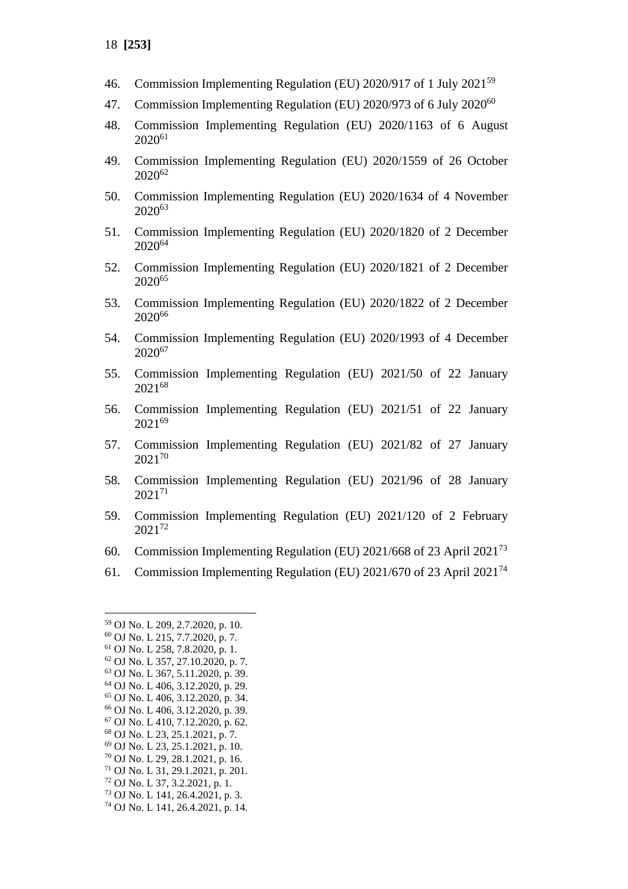46. Commission Implementing Regulation (EU) 2020/917 of 1 July 2021[59]
47. Commission Implementing Regulation (EU) 2020/973 of 6 July 2020[60]
48. Commission Implementing Regulation (EU) 2020/1163 of 6 August 2020[61]
49. Commission Implementing Regulation (EU) 2020/1559 of 26 October 2020[62]
50. Commission Implementing Regulation (EU) 2020/1634 of 4 November 2020[63]
51. Commission Implementing Regulation (EU) 2020/1820 of 2 December 2020[64]
52. Commission Implementing Regulation (EU) 2020/1821 of 2 December 2020[65]
53. Commission Implementing Regulation (EU) 2020/1822 of 2 December 2020[66]
54. Commission Implementing Regulation (EU) 2020/1993 of 4 December 2020[67]
55. Commission Implementing Regulation (EU) 2021/50 of 22 January 2021[68]
56. Commission Implementing Regulation (EU) 2021/51 of 22 January 2021[69]
57. Commission Implementing Regulation (EU) 2021/82 of 27 January 2021[70]
58. Commission Implementing Regulation (EU) 2021/96 of 28 January 2021[71]
59. Commission Implementing Regulation (EU) 2021/120 of 2 February 2021[72]
60. Commission Implementing Regulation (EU) 2021/668 of 23 April 2021[73]
61. Commission Implementing Regulation (EU) 2021/670 of 23 April 2021[74]

---

[59] OJ No. L 209, 2.7.2020, p. 10.
[60] OJ No. L 215, 7.7.2020, p. 7.
[61] OJ No. L 258, 7.8.2020, p. 1.
[62] OJ No. L 357, 27.10.2020, p. 7.
[63] OJ No. L 367, 5.11.2020, p. 39.
[64] OJ No. L 406, 3.12.2020, p. 29.
[65] OJ No. L 406, 3.12.2020, p. 34.
[66] OJ No. L 406, 3.12.2020, p. 39.
[67] OJ No. L 410, 7.12.2020, p. 62.
[68] OJ No. L 23, 25.1.2021, p. 7.
[69] OJ No. L 23, 25.1.2021, p. 10.
[70] OJ No. L 29, 28.1.2021, p. 16.
[71] OJ No. L 31, 29.1.2021, p. 201.
[72] OJ No. L 37, 3.2.2021, p. 1.
[73] OJ No. L 141, 26.4.2021, p. 3.
[74] OJ No. L 141, 26.4.2021, p. 14.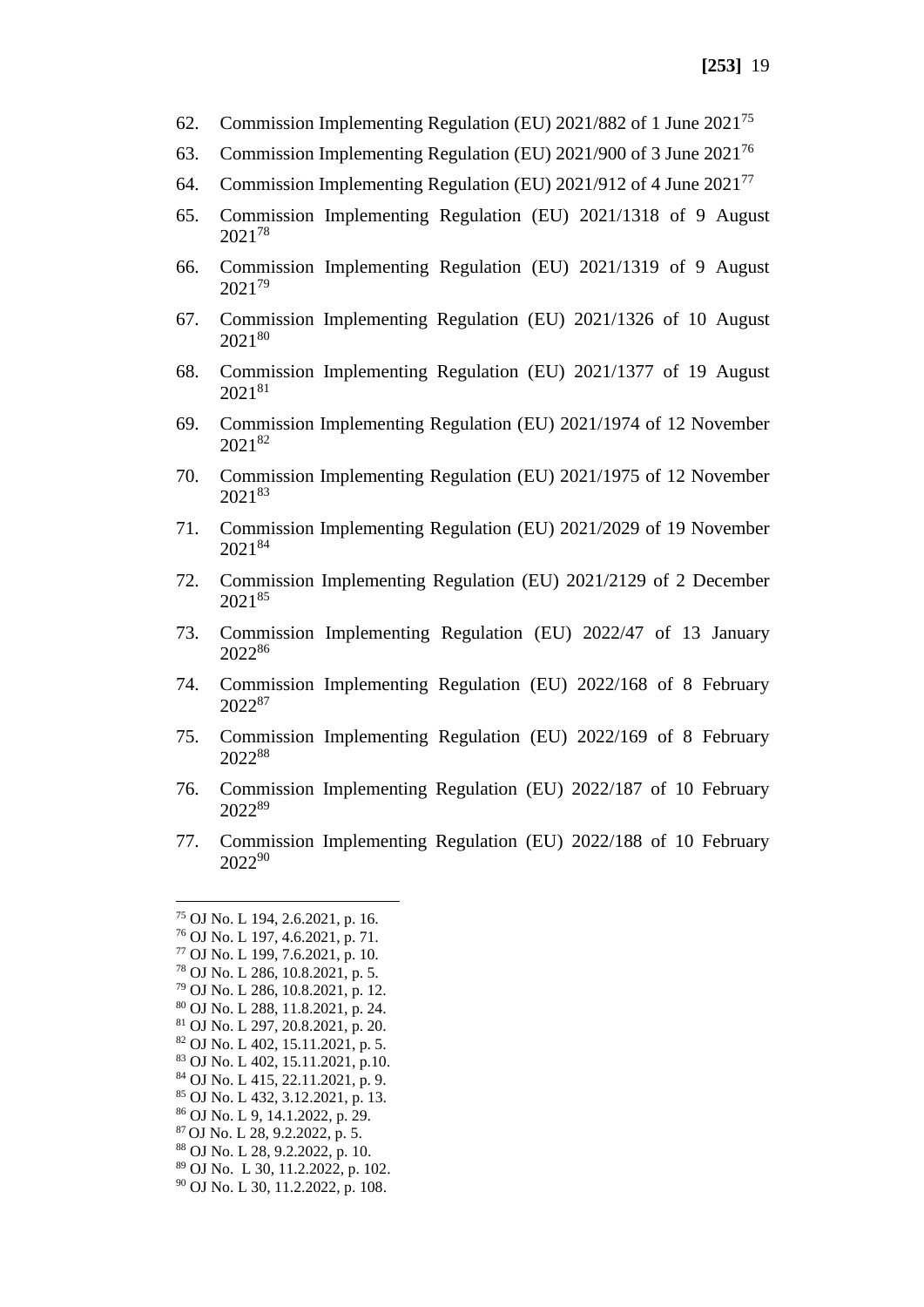62. Commission Implementing Regulation (EU) 2021/882 of 1 June 2021[75]

63. Commission Implementing Regulation (EU) 2021/900 of 3 June 2021[76]

64. Commission Implementing Regulation (EU) 2021/912 of 4 June 2021[77]

65. Commission Implementing Regulation (EU) 2021/1318 of 9 August 2021[78]

66. Commission Implementing Regulation (EU) 2021/1319 of 9 August 2021[79]

67. Commission Implementing Regulation (EU) 2021/1326 of 10 August 2021[80]

68. Commission Implementing Regulation (EU) 2021/1377 of 19 August 2021[81]

69. Commission Implementing Regulation (EU) 2021/1974 of 12 November 2021[82]

70. Commission Implementing Regulation (EU) 2021/1975 of 12 November 2021[83]

71. Commission Implementing Regulation (EU) 2021/2029 of 19 November 2021[84]

72. Commission Implementing Regulation (EU) 2021/2129 of 2 December 2021[85]

73. Commission Implementing Regulation (EU) 2022/47 of 13 January 2022[86]

74. Commission Implementing Regulation (EU) 2022/168 of 8 February 2022[87]

75. Commission Implementing Regulation (EU) 2022/169 of 8 February 2022[88]

76. Commission Implementing Regulation (EU) 2022/187 of 10 February 2022[89]

77. Commission Implementing Regulation (EU) 2022/188 of 10 February 2022[90]

---

[75] OJ No. L 194, 2.6.2021, p. 16.
[76] OJ No. L 197, 4.6.2021, p. 71.
[77] OJ No. L 199, 7.6.2021, p. 10.
[78] OJ No. L 286, 10.8.2021, p. 5.
[79] OJ No. L 286, 10.8.2021, p. 12.
[80] OJ No. L 288, 11.8.2021, p. 24.
[81] OJ No. L 297, 20.8.2021, p. 20.
[82] OJ No. L 402, 15.11.2021, p. 5.
[83] OJ No. L 402, 15.11.2021, p.10.
[84] OJ No. L 415, 22.11.2021, p. 9.
[85] OJ No. L 432, 3.12.2021, p. 13.
[86] OJ No. L 9, 14.1.2022, p. 29.
[87] OJ No. L 28, 9.2.2022, p. 5.
[88] OJ No. L 28, 9.2.2022, p. 10.
[89] OJ No. L 30, 11.2.2022, p. 102.
[90] OJ No. L 30, 11.2.2022, p. 108.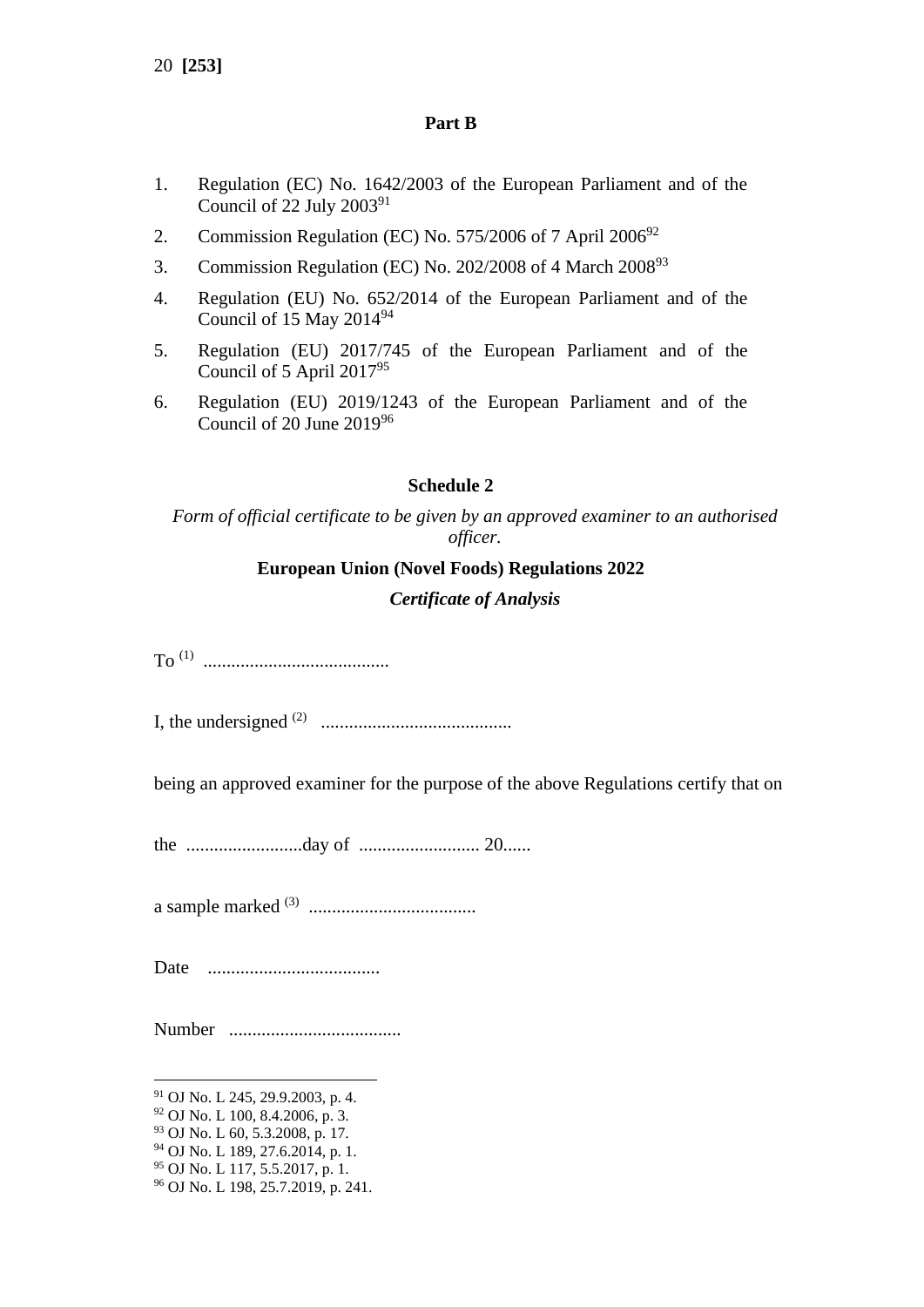## Part B

1. Regulation (EC) No. 1642/2003 of the European Parliament and of the Council of 22 July 2003[91]
2. Commission Regulation (EC) No. 575/2006 of 7 April 2006[92]
3. Commission Regulation (EC) No. 202/2008 of 4 March 2008[93]
4. Regulation (EU) No. 652/2014 of the European Parliament and of the Council of 15 May 2014[94]
5. Regulation (EU) 2017/745 of the European Parliament and of the Council of 5 April 2017[95]
6. Regulation (EU) 2019/1243 of the European Parliament and of the Council of 20 June 2019[96]

## Schedule 2

*Form of official certificate to be given by an approved examiner to an authorised officer.*

**European Union (Novel Foods) Regulations 2022**

***Certificate of Analysis***

To [(1)] ........................................

I, the undersigned [(2)] .........................................

being an approved examiner for the purpose of the above Regulations certify that on

the .........................day of .......................... 20......

a sample marked [(3)] ....................................

Date .....................................

Number .....................................

---

[91] OJ No. L 245, 29.9.2003, p. 4.
[92] OJ No. L 100, 8.4.2006, p. 3.
[93] OJ No. L 60, 5.3.2008, p. 17.
[94] OJ No. L 189, 27.6.2014, p. 1.
[95] OJ No. L 117, 5.5.2017, p. 1.
[96] OJ No. L 198, 25.7.2019, p. 241.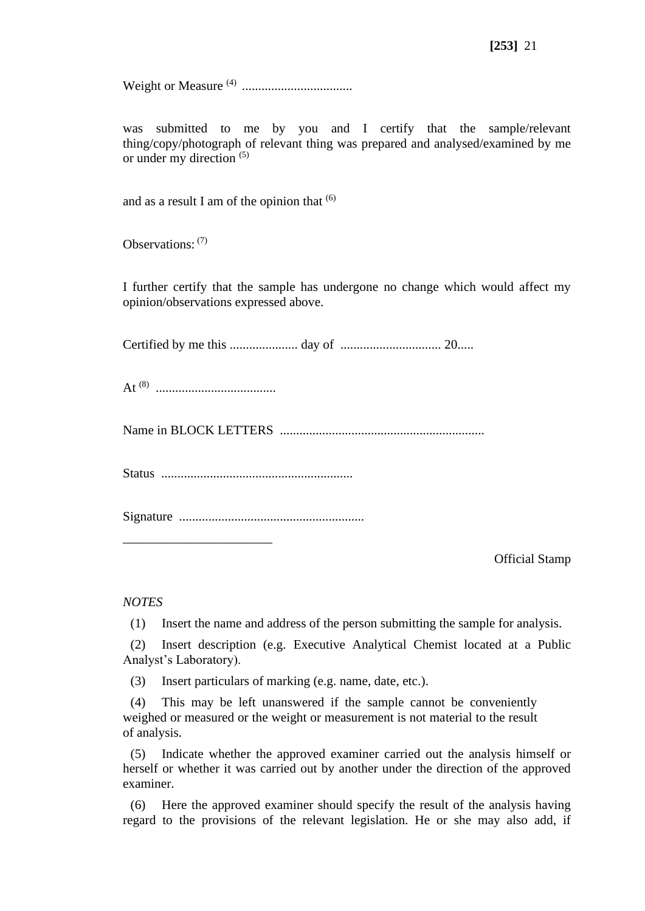Weight or Measure [(4)] ..................................

was submitted to me by you and I certify that the sample/relevant thing/copy/photograph of relevant thing was prepared and analysed/examined by me or under my direction [(5)]

and as a result I am of the opinion that [(6)]

Observations: [(7)]

I further certify that the sample has undergone no change which would affect my opinion/observations expressed above.

Certified by me this ..................... day of ............................... 20.....

At [(8)] .....................................

Name in BLOCK LETTERS ...............................................................

Status ...........................................................

Signature .........................................................

Official Stamp

*NOTES*

(1) Insert the name and address of the person submitting the sample for analysis.

(2) Insert description (e.g. Executive Analytical Chemist located at a Public Analyst's Laboratory).

(3) Insert particulars of marking (e.g. name, date, etc.).

(4) This may be left unanswered if the sample cannot be conveniently weighed or measured or the weight or measurement is not material to the result of analysis.

(5) Indicate whether the approved examiner carried out the analysis himself or herself or whether it was carried out by another under the direction of the approved examiner.

(6) Here the approved examiner should specify the result of the analysis having regard to the provisions of the relevant legislation. He or she may also add, if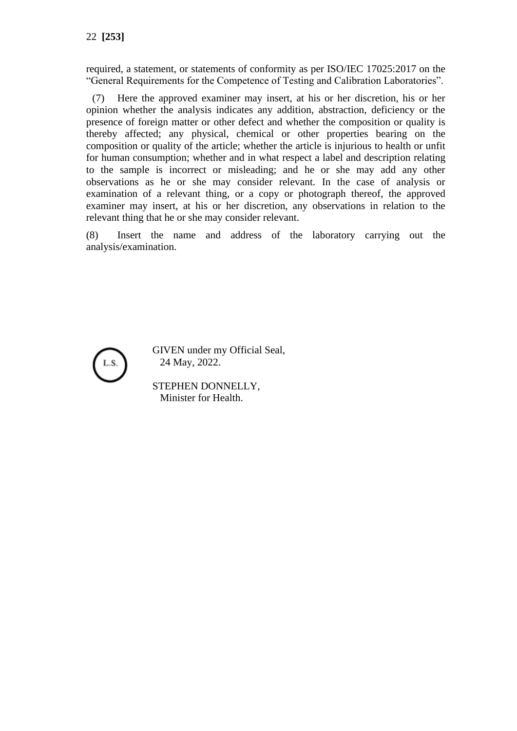required, a statement, or statements of conformity as per ISO/IEC 17025:2017 on the "General Requirements for the Competence of Testing and Calibration Laboratories".

(7) Here the approved examiner may insert, at his or her discretion, his or her opinion whether the analysis indicates any addition, abstraction, deficiency or the presence of foreign matter or other defect and whether the composition or quality is thereby affected; any physical, chemical or other properties bearing on the composition or quality of the article; whether the article is injurious to health or unfit for human consumption; whether and in what respect a label and description relating to the sample is incorrect or misleading; and he or she may add any other observations as he or she may consider relevant. In the case of analysis or examination of a relevant thing, or a copy or photograph thereof, the approved examiner may insert, at his or her discretion, any observations in relation to the relevant thing that he or she may consider relevant.

(8) Insert the name and address of the laboratory carrying out the analysis/examination.

L.S.

GIVEN under my Official Seal,
24 May, 2022.

STEPHEN DONNELLY,
Minister for Health.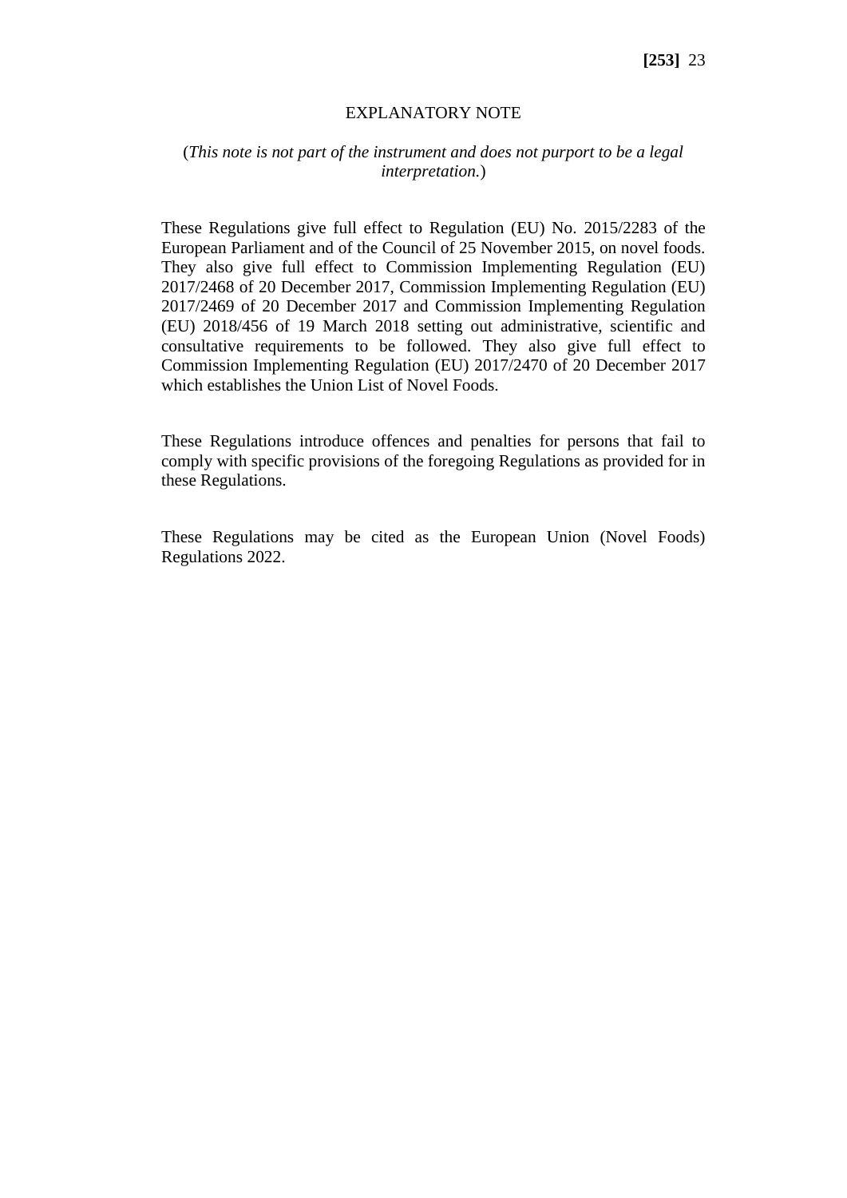## EXPLANATORY NOTE

(*This note is not part of the instrument and does not purport to be a legal interpretation.*)

These Regulations give full effect to Regulation (EU) No. 2015/2283 of the European Parliament and of the Council of 25 November 2015, on novel foods. They also give full effect to Commission Implementing Regulation (EU) 2017/2468 of 20 December 2017, Commission Implementing Regulation (EU) 2017/2469 of 20 December 2017 and Commission Implementing Regulation (EU) 2018/456 of 19 March 2018 setting out administrative, scientific and consultative requirements to be followed. They also give full effect to Commission Implementing Regulation (EU) 2017/2470 of 20 December 2017 which establishes the Union List of Novel Foods.

These Regulations introduce offences and penalties for persons that fail to comply with specific provisions of the foregoing Regulations as provided for in these Regulations.

These Regulations may be cited as the European Union (Novel Foods) Regulations 2022.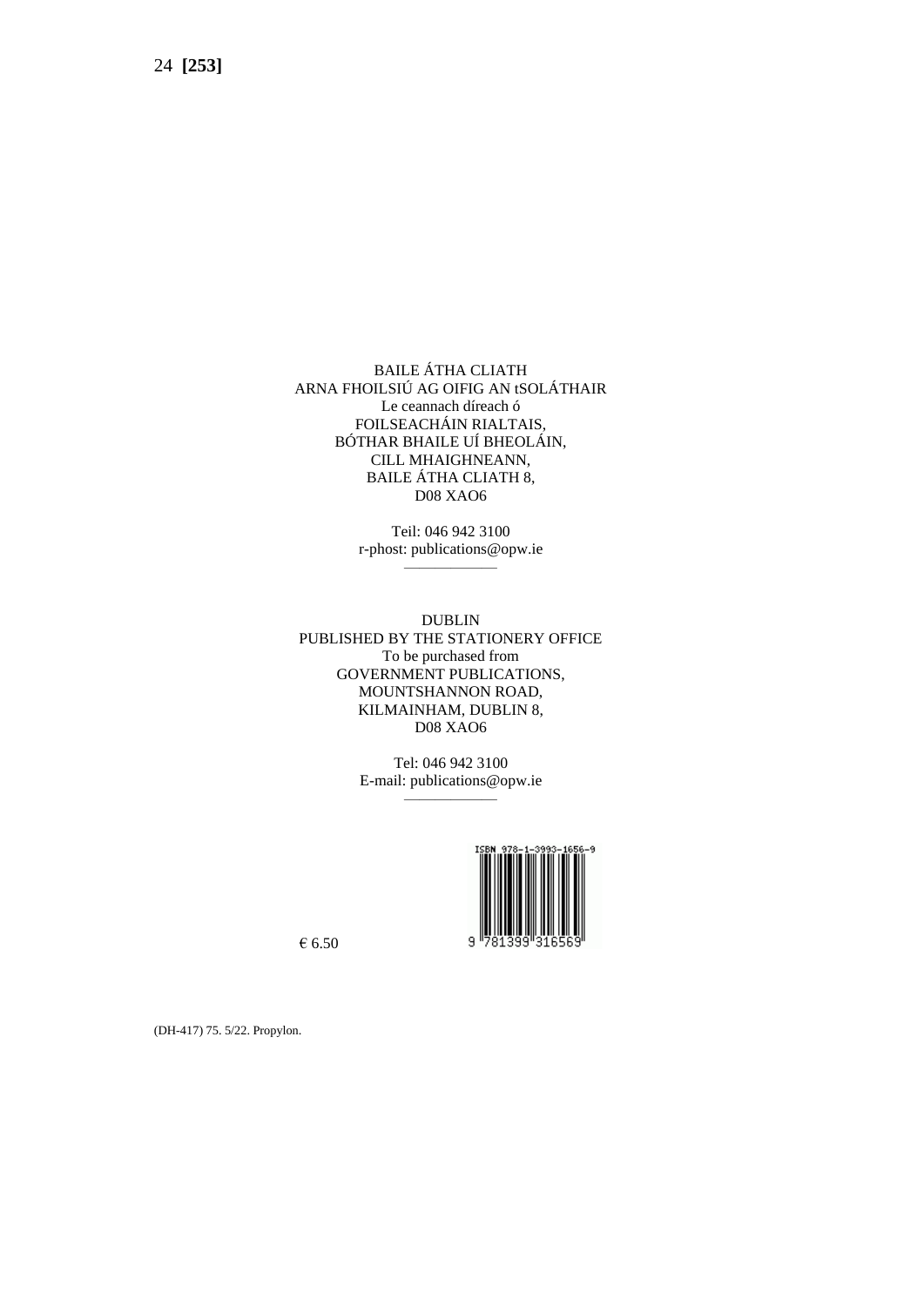[253]

BAILE ÁTHA CLIATH
ARNA FHOILSIÚ AG OIFIG AN tSOLÁTHAIR
Le ceannach díreach ó
FOILSEACHÁIN RIALTAIS,
BÓTHAR BHAILE UÍ BHEOLÁIN,
CILL MHAIGHNEANN,
BAILE ÁTHA CLIATH 8,
D08 XAO6

Teil: 046 942 3100
r-phost: publications@opw.ie

---

DUBLIN
PUBLISHED BY THE STATIONERY OFFICE
To be purchased from
GOVERNMENT PUBLICATIONS,
MOUNTSHANNON ROAD,
KILMAINHAM, DUBLIN 8,
D08 XAO6

Tel: 046 942 3100
E-mail: publications@opw.ie

---

ISBN 978-1-3993-1656-9

9 781399 316569

€ 6.50

(DH-417) 75. 5/22. Propylon.